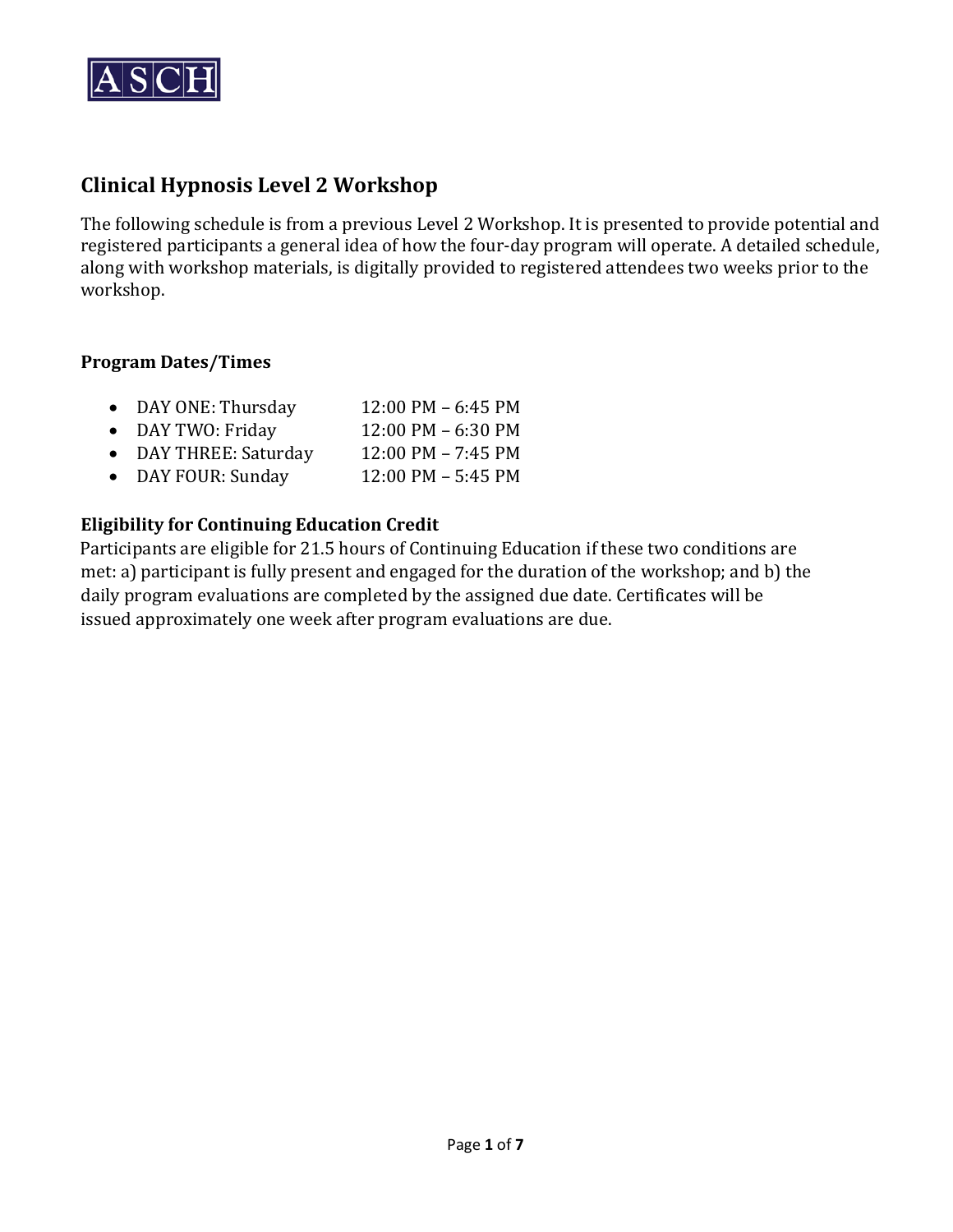ASCH

## Clinical Hypnosis Level 2 Workshop

The following schedule is from a previous Level 2 Workshop. It is presented to provide potential and registered participants a general idea of how the four-day program will operate. A detailed schedule, along with workshop materials, is digitally provided to registered attendees two weeks prior to the workshop.

### Program Dates/Times

- DAY ONE: Thursday 12:00 PM – 6:45 PM
- DAY TWO: Friday 12:00 PM – 6:30 PM
- DAY THREE: Saturday 12:00 PM – 7:45 PM
- DAY FOUR: Sunday 12:00 PM – 5:45 PM

### Eligibility for Continuing Education Credit

Participants are eligible for 21.5 hours of Continuing Education if these two conditions are met: a) participant is fully present and engaged for the duration of the workshop; and b) the daily program evaluations are completed by the assigned due date. Certificates will be issued approximately one week after program evaluations are due.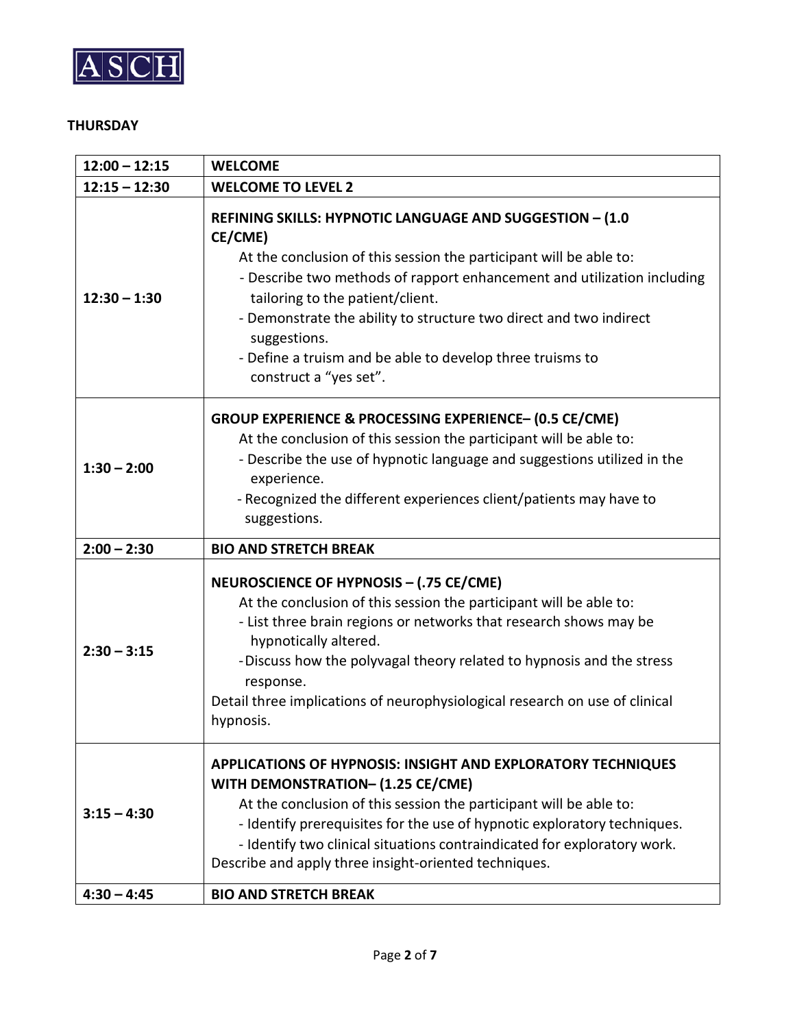ASCH

**THURSDAY**

| Time | Session |
| --- | --- |
| 12:00 – 12:15 | **WELCOME** |
| 12:15 – 12:30 | **WELCOME TO LEVEL 2** |
| 12:30 – 1:30 | **REFINING SKILLS: HYPNOTIC LANGUAGE AND SUGGESTION – (1.0 CE/CME)**<br>At the conclusion of this session the participant will be able to:<br>- Describe two methods of rapport enhancement and utilization including tailoring to the patient/client.<br>- Demonstrate the ability to structure two direct and two indirect suggestions.<br>- Define a truism and be able to develop three truisms to construct a "yes set". |
| 1:30 – 2:00 | **GROUP EXPERIENCE & PROCESSING EXPERIENCE– (0.5 CE/CME)**<br>At the conclusion of this session the participant will be able to:<br>- Describe the use of hypnotic language and suggestions utilized in the experience.<br>- Recognized the different experiences client/patients may have to suggestions. |
| 2:00 – 2:30 | **BIO AND STRETCH BREAK** |
| 2:30 – 3:15 | **NEUROSCIENCE OF HYPNOSIS – (.75 CE/CME)**<br>At the conclusion of this session the participant will be able to:<br>- List three brain regions or networks that research shows may be hypnotically altered.<br>-Discuss how the polyvagal theory related to hypnosis and the stress response.<br>Detail three implications of neurophysiological research on use of clinical hypnosis. |
| 3:15 – 4:30 | **APPLICATIONS OF HYPNOSIS: INSIGHT AND EXPLORATORY TECHNIQUES WITH DEMONSTRATION– (1.25 CE/CME)**<br>At the conclusion of this session the participant will be able to:<br>- Identify prerequisites for the use of hypnotic exploratory techniques.<br>- Identify two clinical situations contraindicated for exploratory work.<br>Describe and apply three insight-oriented techniques. |
| 4:30 – 4:45 | **BIO AND STRETCH BREAK** |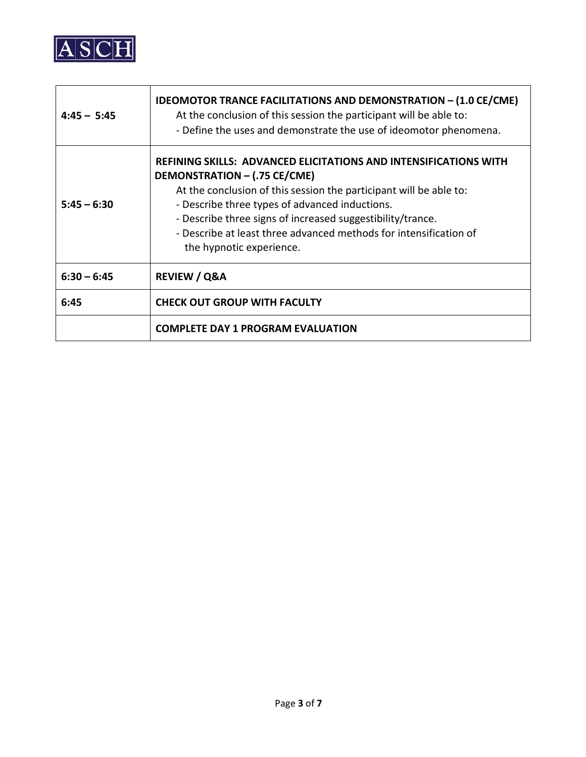| | |
|---|---|
| **4:45 – 5:45** | **IDEOMOTOR TRANCE FACILITATIONS AND DEMONSTRATION – (1.0 CE/CME)**<br>At the conclusion of this session the participant will be able to:<br>- Define the uses and demonstrate the use of ideomotor phenomena. |
| **5:45 – 6:30** | **REFINING SKILLS: ADVANCED ELICITATIONS AND INTENSIFICATIONS WITH DEMONSTRATION – (.75 CE/CME)**<br>At the conclusion of this session the participant will be able to:<br>- Describe three types of advanced inductions.<br>- Describe three signs of increased suggestibility/trance.<br>- Describe at least three advanced methods for intensification of the hypnotic experience. |
| **6:30 – 6:45** | **REVIEW / Q&A** |
| **6:45** | **CHECK OUT GROUP WITH FACULTY** |
| | **COMPLETE DAY 1 PROGRAM EVALUATION** |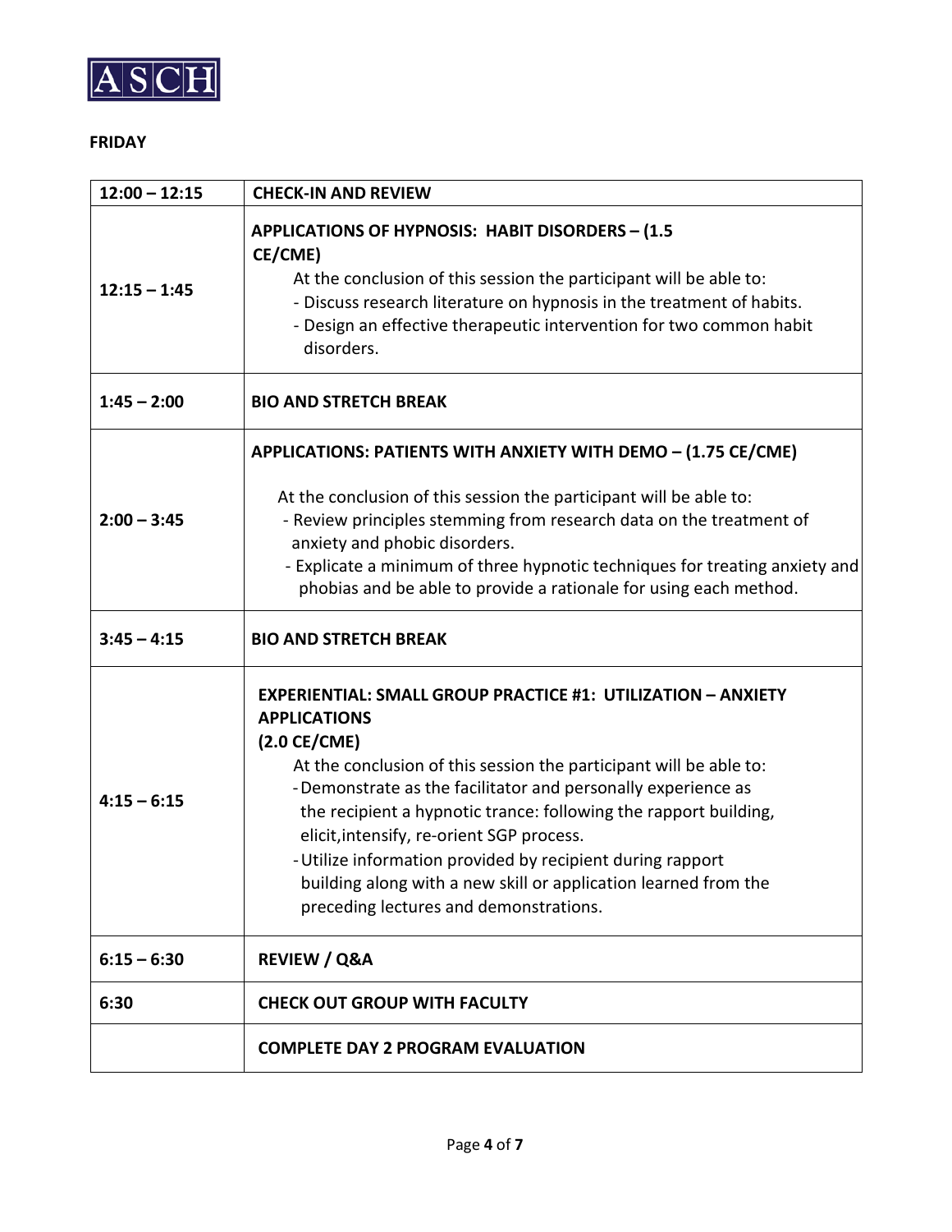**FRIDAY**

| Time | Session |
|---|---|
| 12:00 – 12:15 | **CHECK-IN AND REVIEW** |
| 12:15 – 1:45 | **APPLICATIONS OF HYPNOSIS: HABIT DISORDERS – (1.5 CE/CME)**<br>At the conclusion of this session the participant will be able to:<br>- Discuss research literature on hypnosis in the treatment of habits.<br>- Design an effective therapeutic intervention for two common habit disorders. |
| 1:45 – 2:00 | **BIO AND STRETCH BREAK** |
| 2:00 – 3:45 | **APPLICATIONS: PATIENTS WITH ANXIETY WITH DEMO – (1.75 CE/CME)**<br>At the conclusion of this session the participant will be able to:<br>- Review principles stemming from research data on the treatment of anxiety and phobic disorders.<br>- Explicate a minimum of three hypnotic techniques for treating anxiety and phobias and be able to provide a rationale for using each method. |
| 3:45 – 4:15 | **BIO AND STRETCH BREAK** |
| 4:15 – 6:15 | **EXPERIENTIAL: SMALL GROUP PRACTICE #1: UTILIZATION – ANXIETY APPLICATIONS (2.0 CE/CME)**<br>At the conclusion of this session the participant will be able to:<br>- Demonstrate as the facilitator and personally experience as the recipient a hypnotic trance: following the rapport building, elicit,intensify, re-orient SGP process.<br>- Utilize information provided by recipient during rapport building along with a new skill or application learned from the preceding lectures and demonstrations. |
| 6:15 – 6:30 | **REVIEW / Q&A** |
| 6:30 | **CHECK OUT GROUP WITH FACULTY** |
| | **COMPLETE DAY 2 PROGRAM EVALUATION** |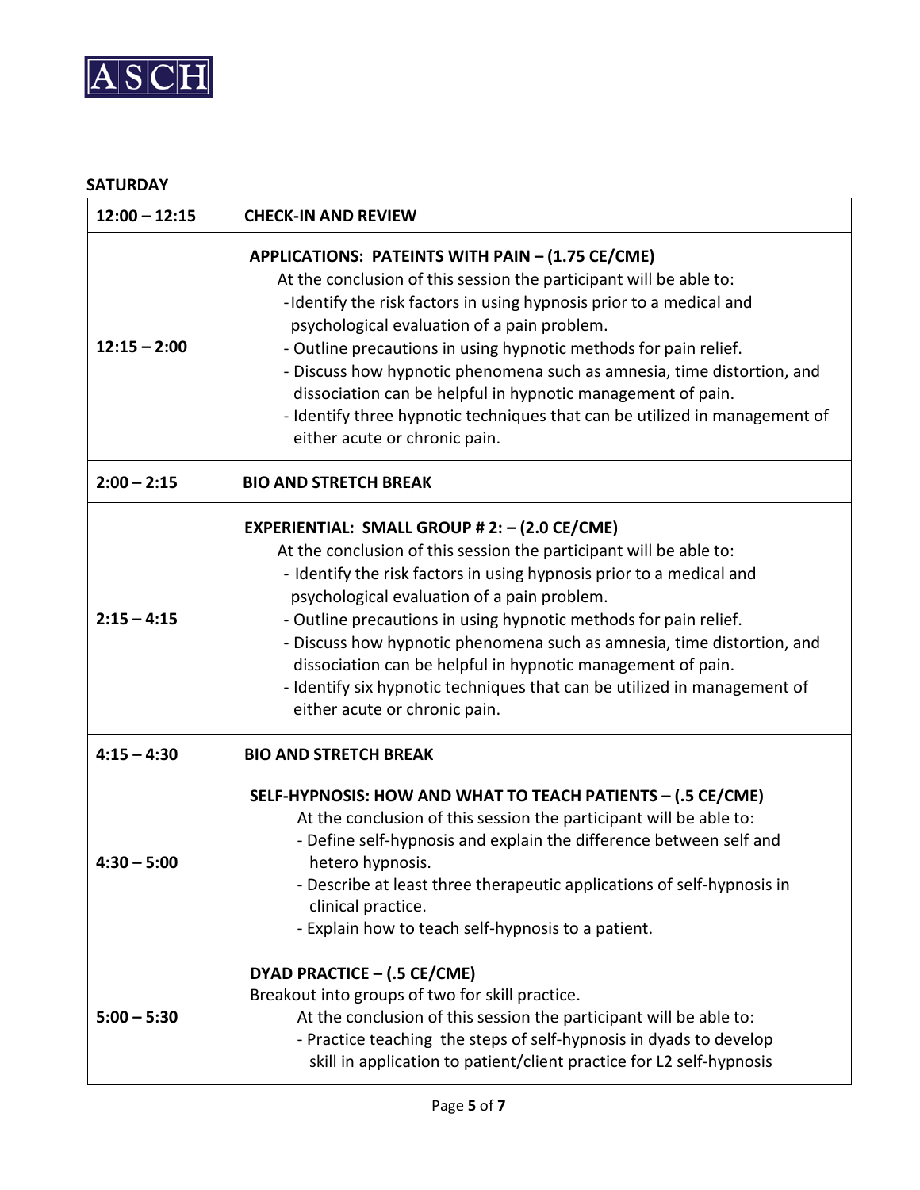**SATURDAY**

| | |
|---|---|
| **12:00 – 12:15** | **CHECK-IN AND REVIEW** |
| **12:15 – 2:00** | **APPLICATIONS: PATEINTS WITH PAIN – (1.75 CE/CME)**<br>At the conclusion of this session the participant will be able to:<br>-Identify the risk factors in using hypnosis prior to a medical and psychological evaluation of a pain problem.<br>- Outline precautions in using hypnotic methods for pain relief.<br>- Discuss how hypnotic phenomena such as amnesia, time distortion, and dissociation can be helpful in hypnotic management of pain.<br>- Identify three hypnotic techniques that can be utilized in management of either acute or chronic pain. |
| **2:00 – 2:15** | **BIO AND STRETCH BREAK** |
| **2:15 – 4:15** | **EXPERIENTIAL: SMALL GROUP # 2: – (2.0 CE/CME)**<br>At the conclusion of this session the participant will be able to:<br>- Identify the risk factors in using hypnosis prior to a medical and psychological evaluation of a pain problem.<br>- Outline precautions in using hypnotic methods for pain relief.<br>- Discuss how hypnotic phenomena such as amnesia, time distortion, and dissociation can be helpful in hypnotic management of pain.<br>- Identify six hypnotic techniques that can be utilized in management of either acute or chronic pain. |
| **4:15 – 4:30** | **BIO AND STRETCH BREAK** |
| **4:30 – 5:00** | **SELF-HYPNOSIS: HOW AND WHAT TO TEACH PATIENTS – (.5 CE/CME)**<br>At the conclusion of this session the participant will be able to:<br>- Define self-hypnosis and explain the difference between self and hetero hypnosis.<br>- Describe at least three therapeutic applications of self-hypnosis in clinical practice.<br>- Explain how to teach self-hypnosis to a patient. |
| **5:00 – 5:30** | **DYAD PRACTICE – (.5 CE/CME)**<br>Breakout into groups of two for skill practice.<br>At the conclusion of this session the participant will be able to:<br>- Practice teaching the steps of self-hypnosis in dyads to develop skill in application to patient/client practice for L2 self-hypnosis |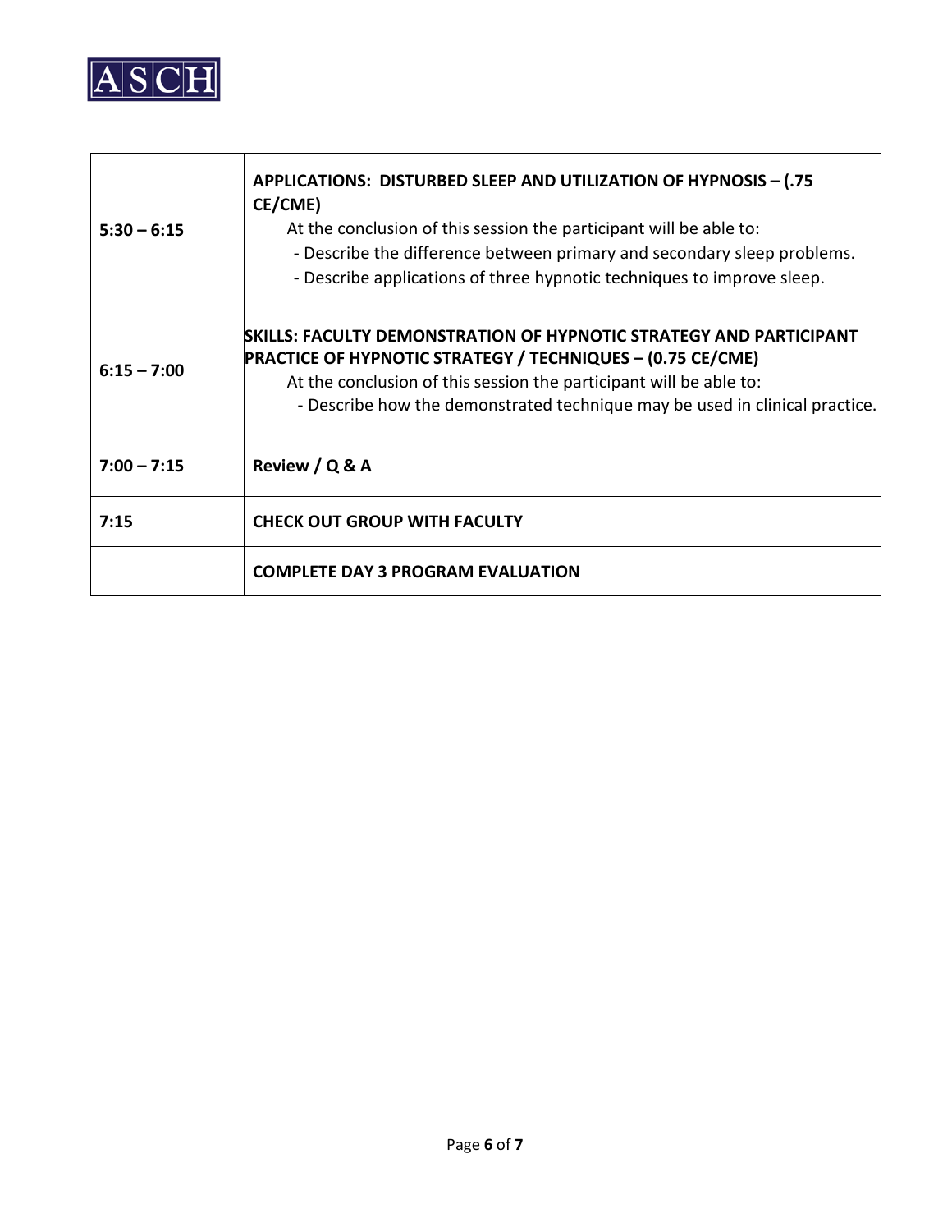| | |
|---|---|
| **5:30 – 6:15** | **APPLICATIONS: DISTURBED SLEEP AND UTILIZATION OF HYPNOSIS – (.75 CE/CME)**<br>At the conclusion of this session the participant will be able to:<br>- Describe the difference between primary and secondary sleep problems.<br>- Describe applications of three hypnotic techniques to improve sleep. |
| **6:15 – 7:00** | **SKILLS: FACULTY DEMONSTRATION OF HYPNOTIC STRATEGY AND PARTICIPANT PRACTICE OF HYPNOTIC STRATEGY / TECHNIQUES – (0.75 CE/CME)**<br>At the conclusion of this session the participant will be able to:<br>- Describe how the demonstrated technique may be used in clinical practice. |
| **7:00 – 7:15** | **Review / Q & A** |
| **7:15** | **CHECK OUT GROUP WITH FACULTY** |
| | **COMPLETE DAY 3 PROGRAM EVALUATION** |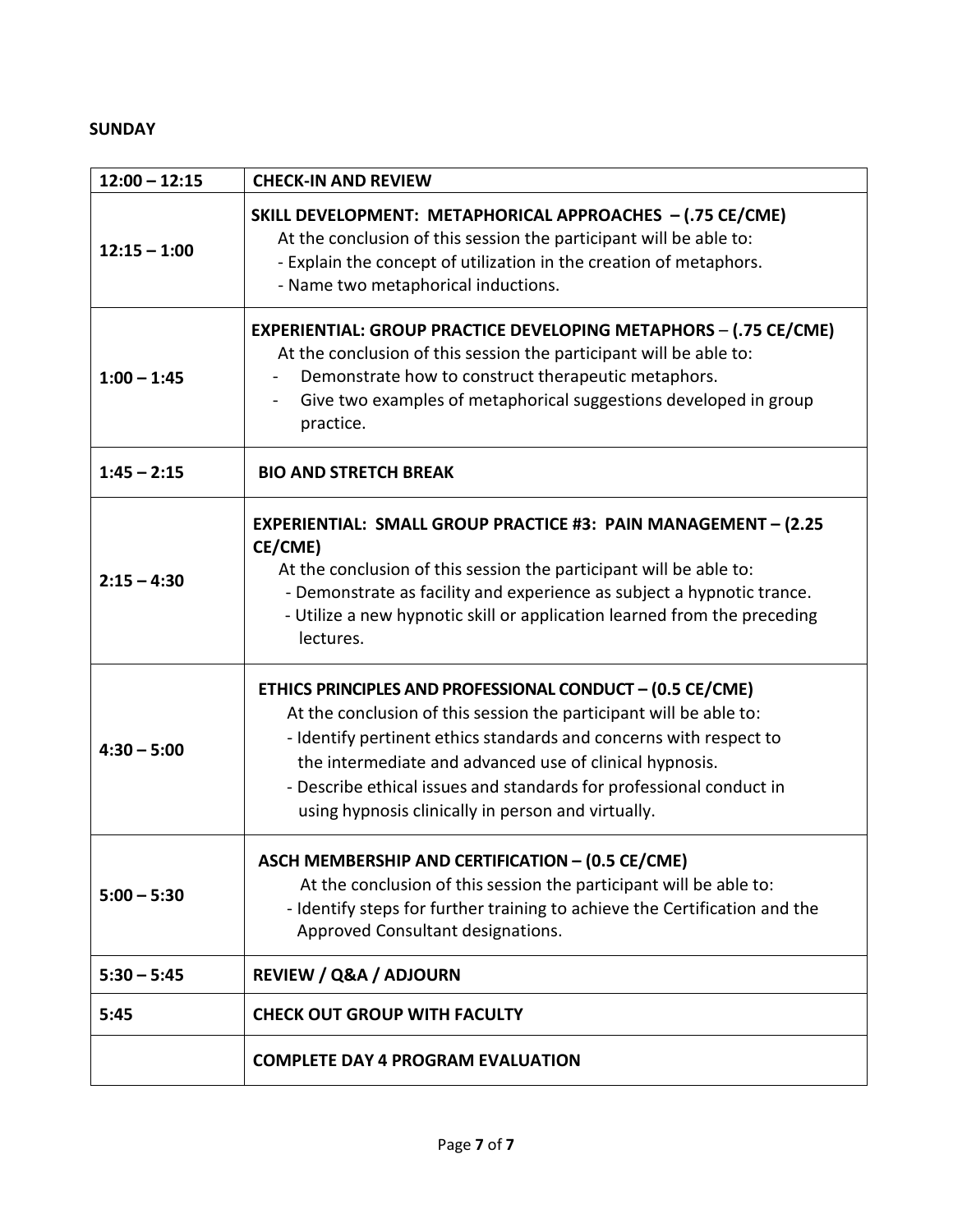**SUNDAY**

| | |
|---|---|
| **12:00 – 12:15** | **CHECK-IN AND REVIEW** |
| **12:15 – 1:00** | **SKILL DEVELOPMENT: METAPHORICAL APPROACHES – (.75 CE/CME)**<br>At the conclusion of this session the participant will be able to:<br>- Explain the concept of utilization in the creation of metaphors.<br>- Name two metaphorical inductions. |
| **1:00 – 1:45** | **EXPERIENTIAL: GROUP PRACTICE DEVELOPING METAPHORS – (.75 CE/CME)**<br>At the conclusion of this session the participant will be able to:<br>- Demonstrate how to construct therapeutic metaphors.<br>- Give two examples of metaphorical suggestions developed in group practice. |
| **1:45 – 2:15** | **BIO AND STRETCH BREAK** |
| **2:15 – 4:30** | **EXPERIENTIAL: SMALL GROUP PRACTICE #3: PAIN MANAGEMENT – (2.25 CE/CME)**<br>At the conclusion of this session the participant will be able to:<br>- Demonstrate as facility and experience as subject a hypnotic trance.<br>- Utilize a new hypnotic skill or application learned from the preceding lectures. |
| **4:30 – 5:00** | **ETHICS PRINCIPLES AND PROFESSIONAL CONDUCT – (0.5 CE/CME)**<br>At the conclusion of this session the participant will be able to:<br>- Identify pertinent ethics standards and concerns with respect to the intermediate and advanced use of clinical hypnosis.<br>- Describe ethical issues and standards for professional conduct in using hypnosis clinically in person and virtually. |
| **5:00 – 5:30** | **ASCH MEMBERSHIP AND CERTIFICATION – (0.5 CE/CME)**<br>At the conclusion of this session the participant will be able to:<br>- Identify steps for further training to achieve the Certification and the Approved Consultant designations. |
| **5:30 – 5:45** | **REVIEW / Q&A / ADJOURN** |
| **5:45** | **CHECK OUT GROUP WITH FACULTY** |
| | **COMPLETE DAY 4 PROGRAM EVALUATION** |